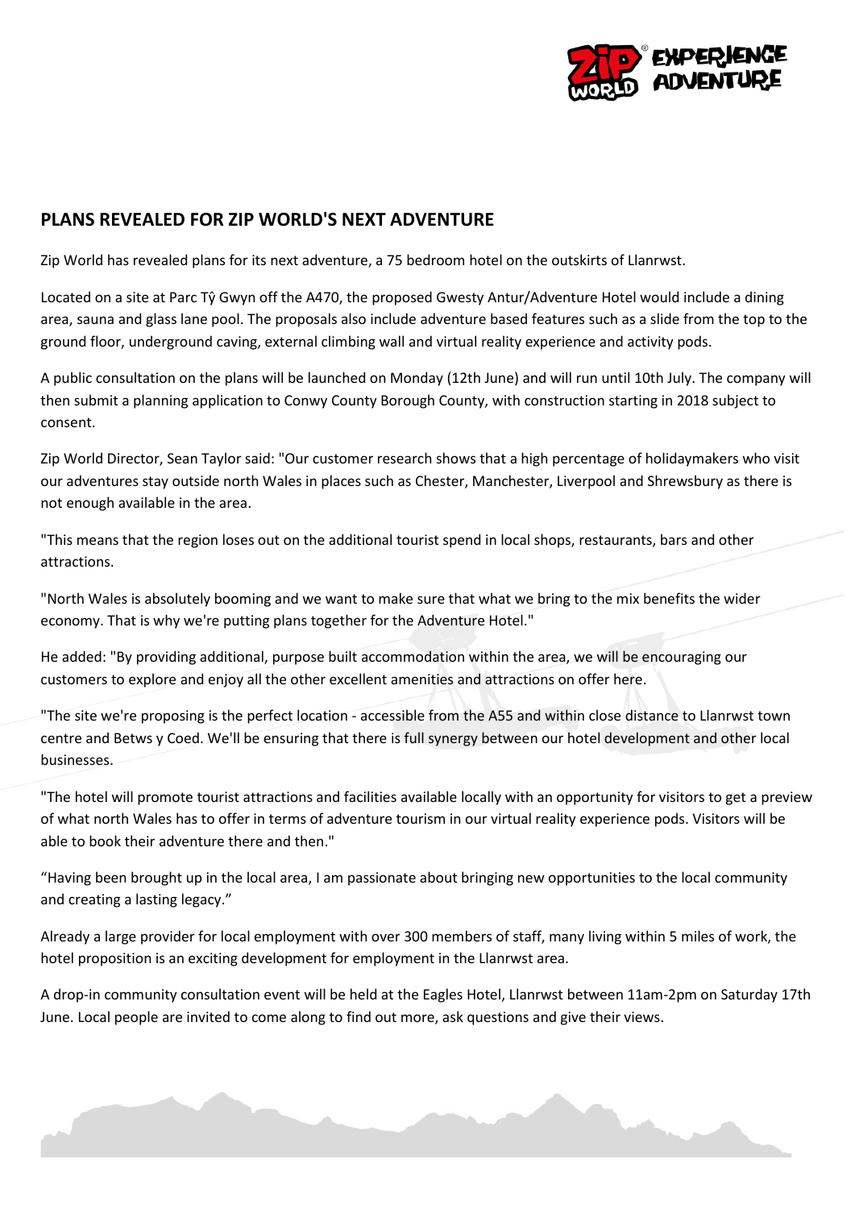## PLANS REVEALED FOR ZIP WORLD'S NEXT ADVENTURE

Zip World has revealed plans for its next adventure, a 75 bedroom hotel on the outskirts of Llanrwst.

Located on a site at Parc Tŷ Gwyn off the A470, the proposed Gwesty Antur/Adventure Hotel would include a dining area, sauna and glass lane pool. The proposals also include adventure based features such as a slide from the top to the ground floor, underground caving, external climbing wall and virtual reality experience and activity pods.

A public consultation on the plans will be launched on Monday (12th June) and will run until 10th July. The company will then submit a planning application to Conwy County Borough County, with construction starting in 2018 subject to consent.

Zip World Director, Sean Taylor said: "Our customer research shows that a high percentage of holidaymakers who visit our adventures stay outside north Wales in places such as Chester, Manchester, Liverpool and Shrewsbury as there is not enough available in the area.

"This means that the region loses out on the additional tourist spend in local shops, restaurants, bars and other attractions.

"North Wales is absolutely booming and we want to make sure that what we bring to the mix benefits the wider economy. That is why we're putting plans together for the Adventure Hotel."

He added: "By providing additional, purpose built accommodation within the area, we will be encouraging our customers to explore and enjoy all the other excellent amenities and attractions on offer here.

"The site we're proposing is the perfect location - accessible from the A55 and within close distance to Llanrwst town centre and Betws y Coed. We'll be ensuring that there is full synergy between our hotel development and other local businesses.

"The hotel will promote tourist attractions and facilities available locally with an opportunity for visitors to get a preview of what north Wales has to offer in terms of adventure tourism in our virtual reality experience pods. Visitors will be able to book their adventure there and then."

"Having been brought up in the local area, I am passionate about bringing new opportunities to the local community and creating a lasting legacy."

Already a large provider for local employment with over 300 members of staff, many living within 5 miles of work, the hotel proposition is an exciting development for employment in the Llanrwst area.

A drop-in community consultation event will be held at the Eagles Hotel, Llanrwst between 11am-2pm on Saturday 17th June. Local people are invited to come along to find out more, ask questions and give their views.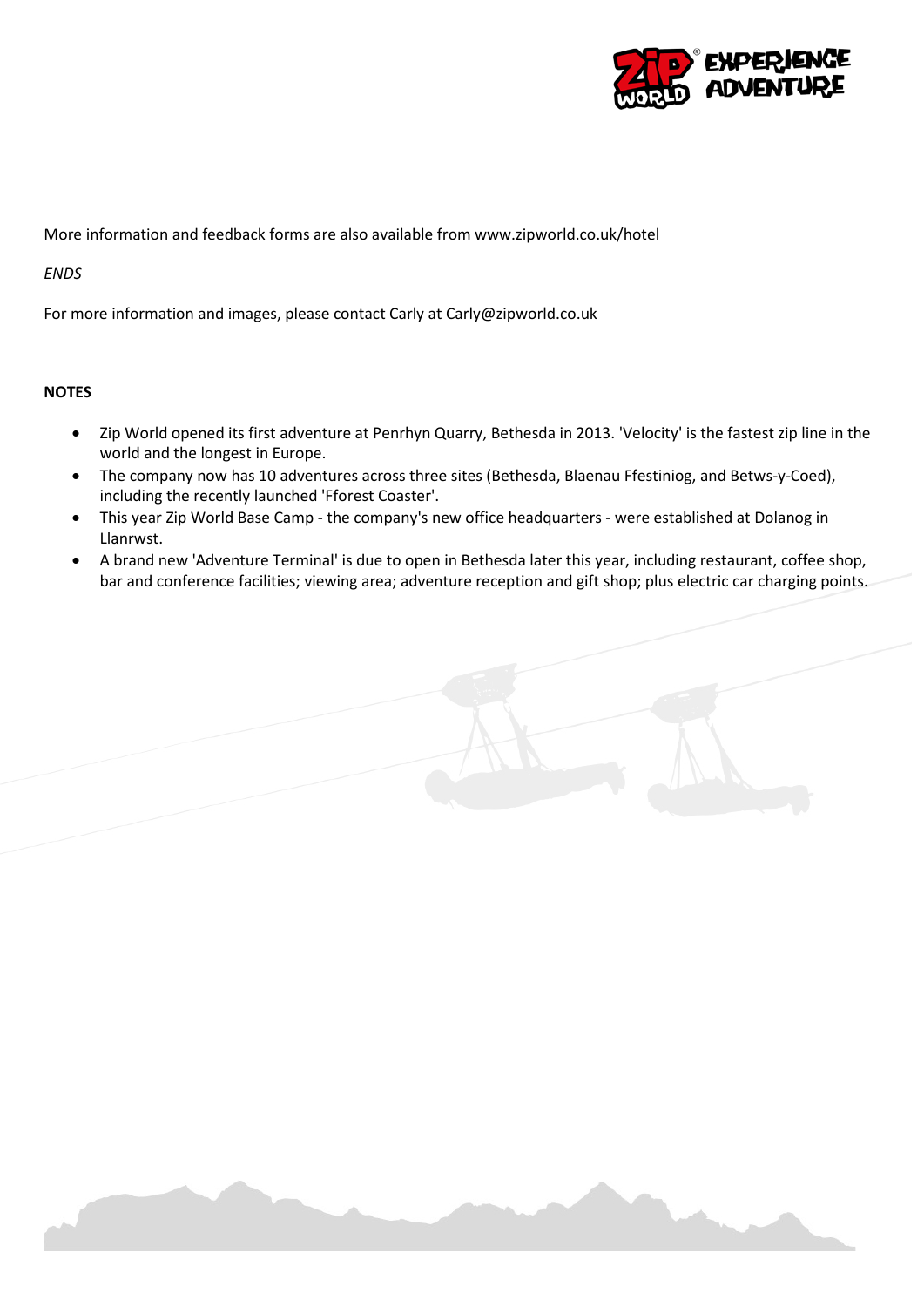More information and feedback forms are also available from www.zipworld.co.uk/hotel

*ENDS*

For more information and images, please contact Carly at Carly@zipworld.co.uk

**NOTES**

- Zip World opened its first adventure at Penrhyn Quarry, Bethesda in 2013. 'Velocity' is the fastest zip line in the world and the longest in Europe.
- The company now has 10 adventures across three sites (Bethesda, Blaenau Ffestiniog, and Betws-y-Coed), including the recently launched 'Fforest Coaster'.
- This year Zip World Base Camp - the company's new office headquarters - were established at Dolanog in Llanrwst.
- A brand new 'Adventure Terminal' is due to open in Bethesda later this year, including restaurant, coffee shop, bar and conference facilities; viewing area; adventure reception and gift shop; plus electric car charging points.